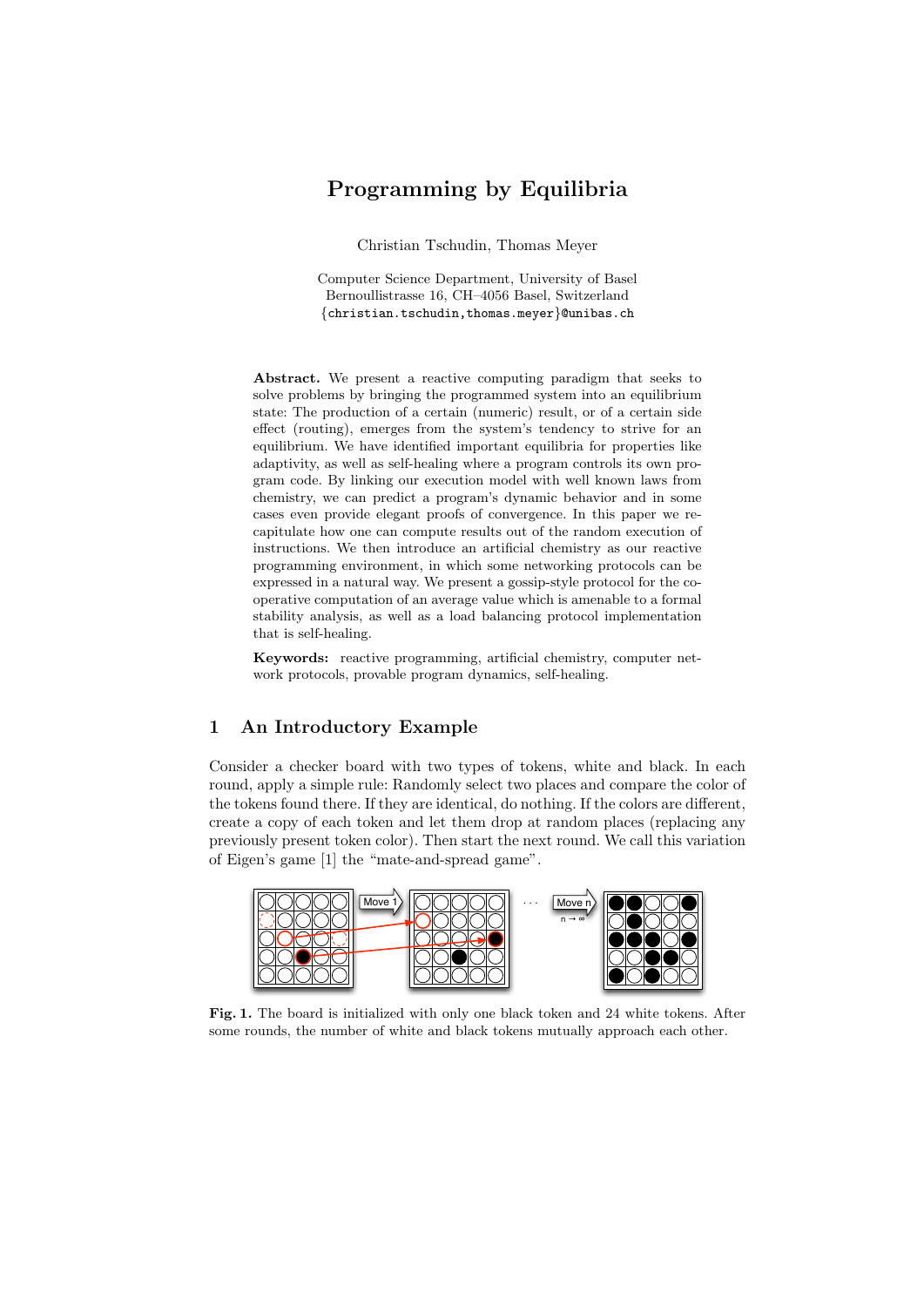# Programming by Equilibria

Christian Tschudin, Thomas Meyer

Computer Science Department, University of Basel
Bernoullistrasse 16, CH–4056 Basel, Switzerland
{christian.tschudin,thomas.meyer}@unibas.ch

**Abstract.** We present a reactive computing paradigm that seeks to solve problems by bringing the programmed system into an equilibrium state: The production of a certain (numeric) result, or of a certain side effect (routing), emerges from the system's tendency to strive for an equilibrium. We have identified important equilibria for properties like adaptivity, as well as self-healing where a program controls its own program code. By linking our execution model with well known laws from chemistry, we can predict a program's dynamic behavior and in some cases even provide elegant proofs of convergence. In this paper we recapitulate how one can compute results out of the random execution of instructions. We then introduce an artificial chemistry as our reactive programming environment, in which some networking protocols can be expressed in a natural way. We present a gossip-style protocol for the cooperative computation of an average value which is amenable to a formal stability analysis, as well as a load balancing protocol implementation that is self-healing.

**Keywords:** reactive programming, artificial chemistry, computer network protocols, provable program dynamics, self-healing.

## 1 An Introductory Example

Consider a checker board with two types of tokens, white and black. In each round, apply a simple rule: Randomly select two places and compare the color of the tokens found there. If they are identical, do nothing. If the colors are different, create a copy of each token and let them drop at random places (replacing any previously present token color). Then start the next round. We call this variation of Eigen's game [1] the "mate-and-spread game".

**Fig. 1.** The board is initialized with only one black token and 24 white tokens. After some rounds, the number of white and black tokens mutually approach each other.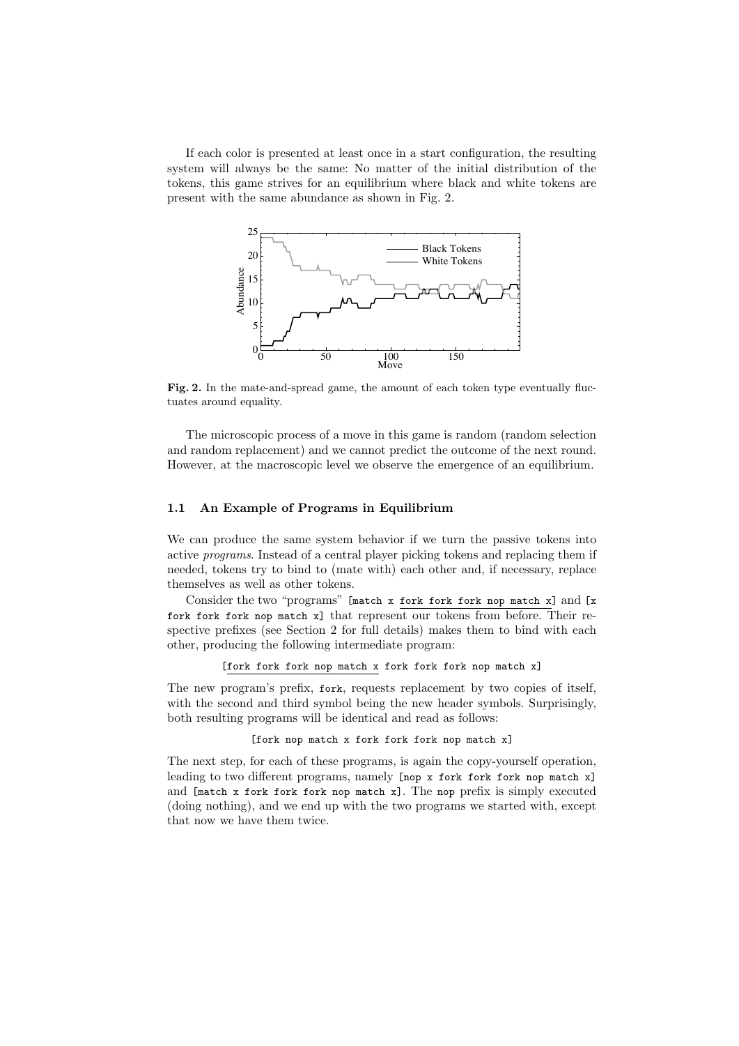If each color is presented at least once in a start configuration, the resulting system will always be the same: No matter of the initial distribution of the tokens, this game strives for an equilibrium where black and white tokens are present with the same abundance as shown in Fig. 2.

**Fig. 2.** In the mate-and-spread game, the amount of each token type eventually fluctuates around equality.

The microscopic process of a move in this game is random (random selection and random replacement) and we cannot predict the outcome of the next round. However, at the macroscopic level we observe the emergence of an equilibrium.

### 1.1 An Example of Programs in Equilibrium

We can produce the same system behavior if we turn the passive tokens into active *programs*. Instead of a central player picking tokens and replacing them if needed, tokens try to bind to (mate with) each other and, if necessary, replace themselves as well as other tokens.

Consider the two "programs" `[match x fork fork fork nop match x]` and `[x fork fork fork nop match x]` that represent our tokens from before. Their respective prefixes (see Section 2 for full details) makes them to bind with each other, producing the following intermediate program:

```
[fork fork fork nop match x fork fork fork nop match x]
```

The new program's prefix, `fork`, requests replacement by two copies of itself, with the second and third symbol being the new header symbols. Surprisingly, both resulting programs will be identical and read as follows:

```
[fork nop match x fork fork fork nop match x]
```

The next step, for each of these programs, is again the copy-yourself operation, leading to two different programs, namely `[nop x fork fork fork nop match x]` and `[match x fork fork fork nop match x]`. The `nop` prefix is simply executed (doing nothing), and we end up with the two programs we started with, except that now we have them twice.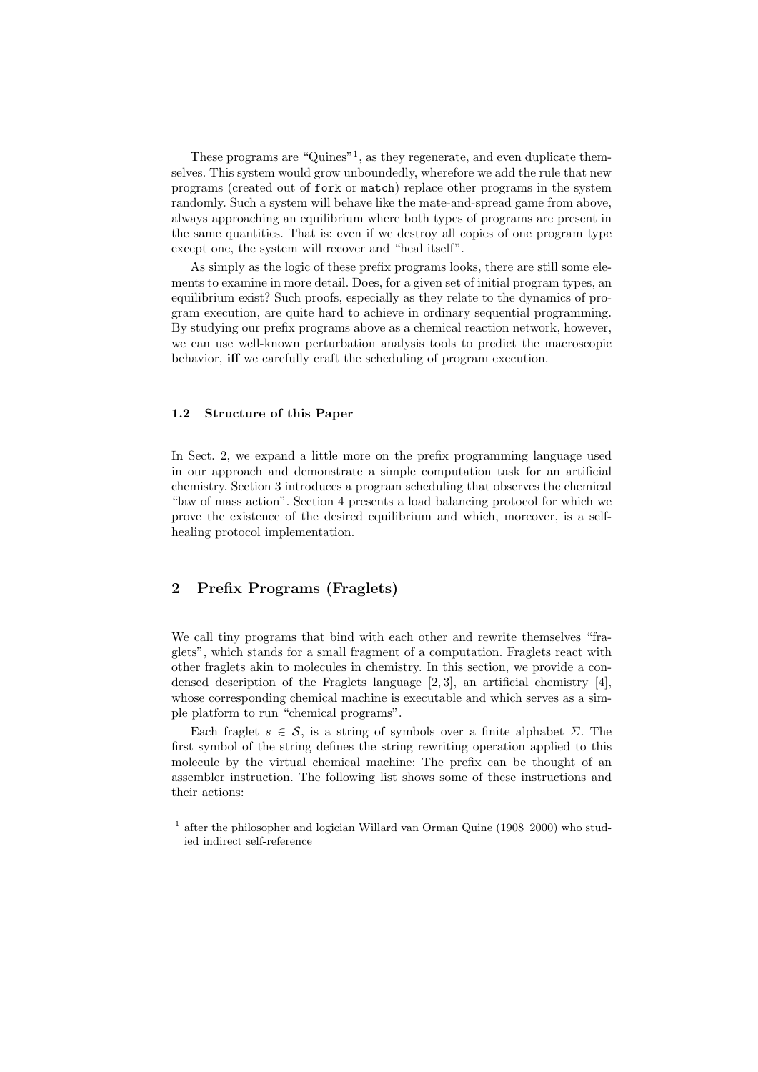These programs are "Quines"[1], as they regenerate, and even duplicate themselves. This system would grow unboundedly, wherefore we add the rule that new programs (created out of `fork` or `match`) replace other programs in the system randomly. Such a system will behave like the mate-and-spread game from above, always approaching an equilibrium where both types of programs are present in the same quantities. That is: even if we destroy all copies of one program type except one, the system will recover and "heal itself".

As simply as the logic of these prefix programs looks, there are still some elements to examine in more detail. Does, for a given set of initial program types, an equilibrium exist? Such proofs, especially as they relate to the dynamics of program execution, are quite hard to achieve in ordinary sequential programming. By studying our prefix programs above as a chemical reaction network, however, we can use well-known perturbation analysis tools to predict the macroscopic behavior, **iff** we carefully craft the scheduling of program execution.

### 1.2 Structure of this Paper

In Sect. 2, we expand a little more on the prefix programming language used in our approach and demonstrate a simple computation task for an artificial chemistry. Section 3 introduces a program scheduling that observes the chemical "law of mass action". Section 4 presents a load balancing protocol for which we prove the existence of the desired equilibrium and which, moreover, is a self-healing protocol implementation.

## 2 Prefix Programs (Fraglets)

We call tiny programs that bind with each other and rewrite themselves "fraglets", which stands for a small fragment of a computation. Fraglets react with other fraglets akin to molecules in chemistry. In this section, we provide a condensed description of the Fraglets language [2, 3], an artificial chemistry [4], whose corresponding chemical machine is executable and which serves as a simple platform to run "chemical programs".

Each fraglet $s \in \mathcal{S}$, is a string of symbols over a finite alphabet $\Sigma$. The first symbol of the string defines the string rewriting operation applied to this molecule by the virtual chemical machine: The prefix can be thought of an assembler instruction. The following list shows some of these instructions and their actions:

[1] after the philosopher and logician Willard van Orman Quine (1908–2000) who studied indirect self-reference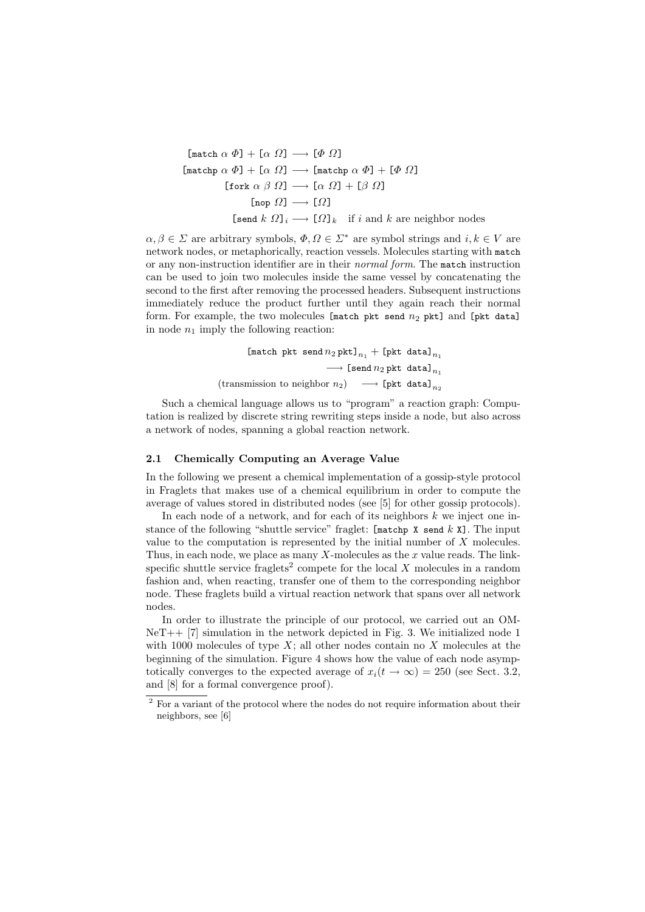$$
\begin{aligned}
\texttt{[match } \alpha\ \Phi\texttt{]} + \texttt{[}\alpha\ \Omega\texttt{]} &\longrightarrow \texttt{[}\Phi\ \Omega\texttt{]} \\
\texttt{[matchp } \alpha\ \Phi\texttt{]} + \texttt{[}\alpha\ \Omega\texttt{]} &\longrightarrow \texttt{[matchp } \alpha\ \Phi\texttt{]} + \texttt{[}\Phi\ \Omega\texttt{]} \\
\texttt{[fork } \alpha\ \beta\ \Omega\texttt{]} &\longrightarrow \texttt{[}\alpha\ \Omega\texttt{]} + \texttt{[}\beta\ \Omega\texttt{]} \\
\texttt{[nop } \Omega\texttt{]} &\longrightarrow \texttt{[}\Omega\texttt{]} \\
\texttt{[send } k\ \Omega\texttt{]}_i &\longrightarrow \texttt{[}\Omega\texttt{]}_k \quad \text{if } i \text{ and } k \text{ are neighbor nodes}
\end{aligned}
$$

$\alpha, \beta \in \Sigma$ are arbitrary symbols, $\Phi, \Omega \in \Sigma^*$ are symbol strings and $i, k \in V$ are network nodes, or metaphorically, reaction vessels. Molecules starting with `match` or any non-instruction identifier are in their *normal form*. The `match` instruction can be used to join two molecules inside the same vessel by concatenating the second to the first after removing the processed headers. Subsequent instructions immediately reduce the product further until they again reach their normal form. For example, the two molecules `[match pkt send` $n_2$ `pkt]` and `[pkt data]` in node $n_1$ imply the following reaction:

$$
\begin{aligned}
&\texttt{[match pkt send}\, n_2\, \texttt{pkt]}_{n_1} + \texttt{[pkt data]}_{n_1} \\
&\qquad\qquad\qquad \longrightarrow \texttt{[send}\, n_2\, \texttt{pkt data]}_{n_1} \\
&(\text{transmission to neighbor } n_2) \quad \longrightarrow \texttt{[pkt data]}_{n_2}
\end{aligned}
$$

Such a chemical language allows us to "program" a reaction graph: Computation is realized by discrete string rewriting steps inside a node, but also across a network of nodes, spanning a global reaction network.

### 2.1 Chemically Computing an Average Value

In the following we present a chemical implementation of a gossip-style protocol in Fraglets that makes use of a chemical equilibrium in order to compute the average of values stored in distributed nodes (see [5] for other gossip protocols).

In each node of a network, and for each of its neighbors $k$ we inject one instance of the following "shuttle service" fraglet: `[matchp X send` $k$ `X]`. The input value to the computation is represented by the initial number of $X$ molecules. Thus, in each node, we place as many $X$-molecules as the $x$ value reads. The link-specific shuttle service fraglets[2] compete for the local $X$ molecules in a random fashion and, when reacting, transfer one of them to the corresponding neighbor node. These fraglets build a virtual reaction network that spans over all network nodes.

In order to illustrate the principle of our protocol, we carried out an OMNeT++ [7] simulation in the network depicted in Fig. 3. We initialized node 1 with 1000 molecules of type $X$; all other nodes contain no $X$ molecules at the beginning of the simulation. Figure 4 shows how the value of each node asymptotically converges to the expected average of $x_i(t \to \infty) = 250$ (see Sect. 3.2, and [8] for a formal convergence proof).

[2] For a variant of the protocol where the nodes do not require information about their neighbors, see [6]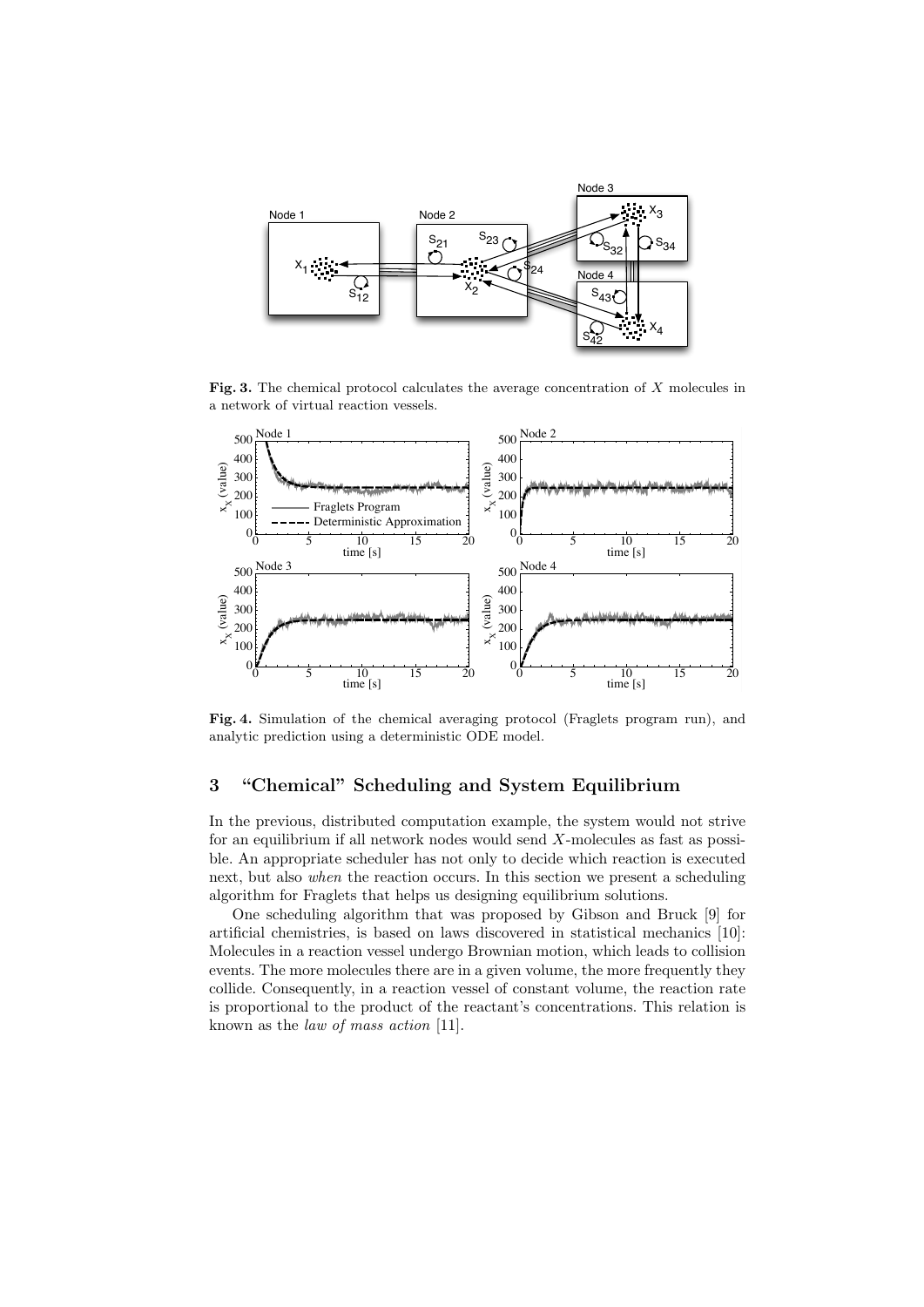**Fig. 3.** The chemical protocol calculates the average concentration of $X$ molecules in a network of virtual reaction vessels.

**Fig. 4.** Simulation of the chemical averaging protocol (Fraglets program run), and analytic prediction using a deterministic ODE model.

## 3 "Chemical" Scheduling and System Equilibrium

In the previous, distributed computation example, the system would not strive for an equilibrium if all network nodes would send $X$-molecules as fast as possible. An appropriate scheduler has not only to decide which reaction is executed next, but also *when* the reaction occurs. In this section we present a scheduling algorithm for Fraglets that helps us designing equilibrium solutions.

One scheduling algorithm that was proposed by Gibson and Bruck [9] for artificial chemistries, is based on laws discovered in statistical mechanics [10]: Molecules in a reaction vessel undergo Brownian motion, which leads to collision events. The more molecules there are in a given volume, the more frequently they collide. Consequently, in a reaction vessel of constant volume, the reaction rate is proportional to the product of the reactant's concentrations. This relation is known as the *law of mass action* [11].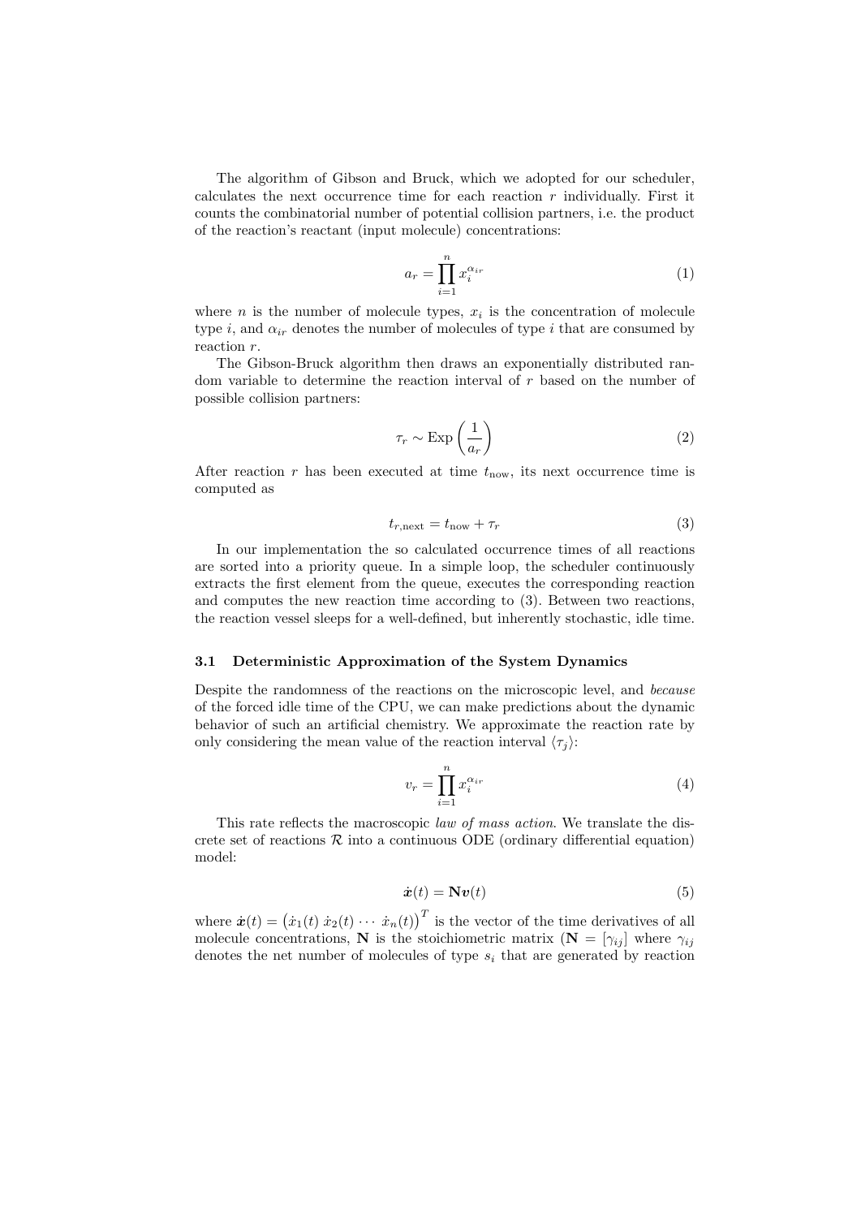The algorithm of Gibson and Bruck, which we adopted for our scheduler, calculates the next occurrence time for each reaction $r$ individually. First it counts the combinatorial number of potential collision partners, i.e. the product of the reaction's reactant (input molecule) concentrations:

$$a_r = \prod_{i=1}^{n} x_i^{\alpha_{ir}} \tag{1}$$

where $n$ is the number of molecule types, $x_i$ is the concentration of molecule type $i$, and $\alpha_{ir}$ denotes the number of molecules of type $i$ that are consumed by reaction $r$.

The Gibson-Bruck algorithm then draws an exponentially distributed random variable to determine the reaction interval of $r$ based on the number of possible collision partners:

$$\tau_r \sim \text{Exp}\left(\frac{1}{a_r}\right) \tag{2}$$

After reaction $r$ has been executed at time $t_{\text{now}}$, its next occurrence time is computed as

$$t_{r,\text{next}} = t_{\text{now}} + \tau_r \tag{3}$$

In our implementation the so calculated occurrence times of all reactions are sorted into a priority queue. In a simple loop, the scheduler continuously extracts the first element from the queue, executes the corresponding reaction and computes the new reaction time according to (3). Between two reactions, the reaction vessel sleeps for a well-defined, but inherently stochastic, idle time.

### 3.1 Deterministic Approximation of the System Dynamics

Despite the randomness of the reactions on the microscopic level, and *because* of the forced idle time of the CPU, we can make predictions about the dynamic behavior of such an artificial chemistry. We approximate the reaction rate by only considering the mean value of the reaction interval $\langle \tau_j \rangle$:

$$v_r = \prod_{i=1}^{n} x_i^{\alpha_{ir}} \tag{4}$$

This rate reflects the macroscopic *law of mass action*. We translate the discrete set of reactions $\mathcal{R}$ into a continuous ODE (ordinary differential equation) model:

$$\dot{\boldsymbol{x}}(t) = \mathbf{N}\boldsymbol{v}(t) \tag{5}$$

where $\dot{\boldsymbol{x}}(t) = \left(\dot{x}_1(t)\ \dot{x}_2(t)\ \cdots\ \dot{x}_n(t)\right)^T$ is the vector of the time derivatives of all molecule concentrations, $\mathbf{N}$ is the stoichiometric matrix ($\mathbf{N} = [\gamma_{ij}]$ where $\gamma_{ij}$ denotes the net number of molecules of type $s_i$ that are generated by reaction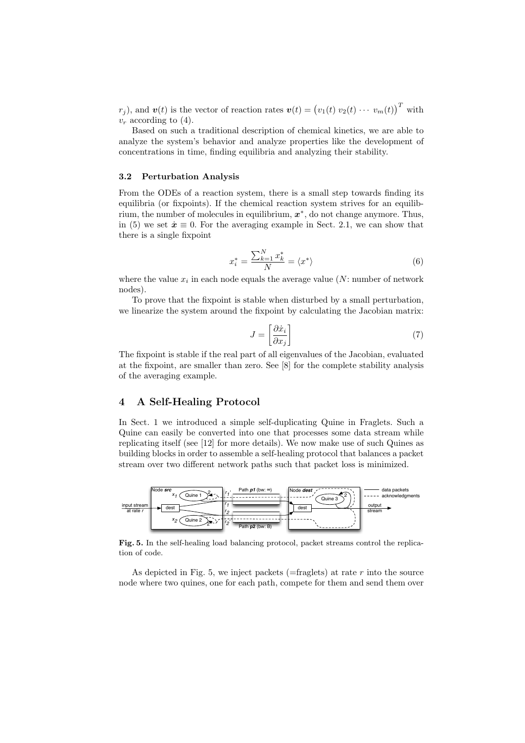$r_j$), and $\boldsymbol{v}(t)$ is the vector of reaction rates $\boldsymbol{v}(t) = \left(v_1(t)\ v_2(t)\ \cdots\ v_m(t)\right)^T$ with $v_r$ according to (4).

Based on such a traditional description of chemical kinetics, we are able to analyze the system's behavior and analyze properties like the development of concentrations in time, finding equilibria and analyzing their stability.

### 3.2 Perturbation Analysis

From the ODEs of a reaction system, there is a small step towards finding its equilibria (or fixpoints). If the chemical reaction system strives for an equilibrium, the number of molecules in equilibrium, $\boldsymbol{x}^*$, do not change anymore. Thus, in (5) we set $\dot{\boldsymbol{x}} \equiv 0$. For the averaging example in Sect. 2.1, we can show that there is a single fixpoint

$$x_i^* = \frac{\sum_{k=1}^{N} x_k^*}{N} = \langle x^* \rangle \tag{6}$$

where the value $x_i$ in each node equals the average value ($N$: number of network nodes).

To prove that the fixpoint is stable when disturbed by a small perturbation, we linearize the system around the fixpoint by calculating the Jacobian matrix:

$$J = \left[\frac{\partial \dot{x}_i}{\partial x_j}\right] \tag{7}$$

The fixpoint is stable if the real part of all eigenvalues of the Jacobian, evaluated at the fixpoint, are smaller than zero. See [8] for the complete stability analysis of the averaging example.

## 4 A Self-Healing Protocol

In Sect. 1 we introduced a simple self-duplicating Quine in Fraglets. Such a Quine can easily be converted into one that processes some data stream while replicating itself (see [12] for more details). We now make use of such Quines as building blocks in order to assemble a self-healing protocol that balances a packet stream over two different network paths such that packet loss is minimized.

**Fig. 5.** In the self-healing load balancing protocol, packet streams control the replication of code.

As depicted in Fig. 5, we inject packets (=fraglets) at rate $r$ into the source node where two quines, one for each path, compete for them and send them over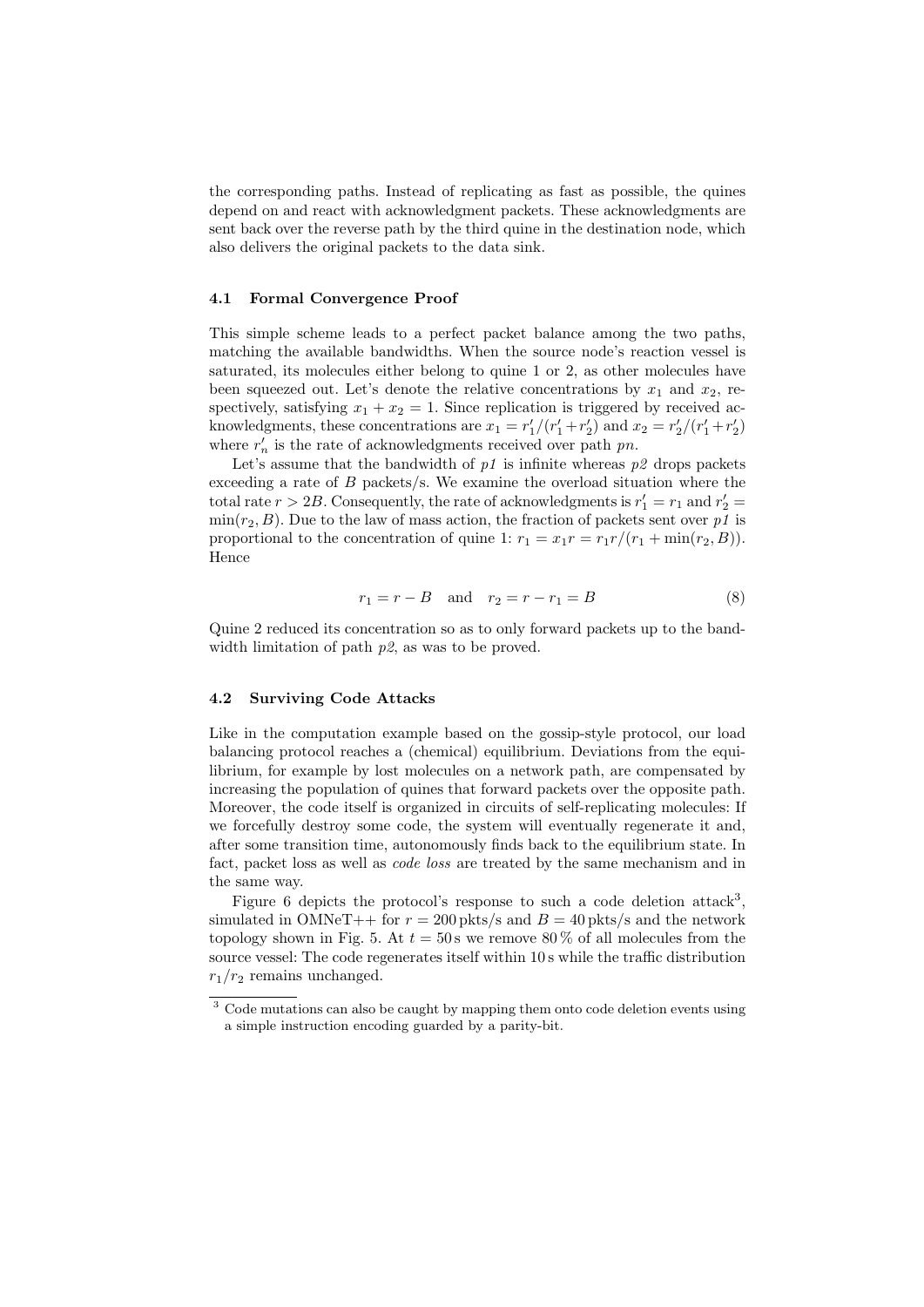the corresponding paths. Instead of replicating as fast as possible, the quines depend on and react with acknowledgment packets. These acknowledgments are sent back over the reverse path by the third quine in the destination node, which also delivers the original packets to the data sink.

### 4.1 Formal Convergence Proof

This simple scheme leads to a perfect packet balance among the two paths, matching the available bandwidths. When the source node's reaction vessel is saturated, its molecules either belong to quine 1 or 2, as other molecules have been squeezed out. Let's denote the relative concentrations by $x_1$ and $x_2$, respectively, satisfying $x_1 + x_2 = 1$. Since replication is triggered by received acknowledgments, these concentrations are $x_1 = r'_1/(r'_1 + r'_2)$ and $x_2 = r'_2/(r'_1 + r'_2)$ where $r'_n$ is the rate of acknowledgments received over path *pn*.

Let's assume that the bandwidth of *p1* is infinite whereas *p2* drops packets exceeding a rate of $B$ packets/s. We examine the overload situation where the total rate $r > 2B$. Consequently, the rate of acknowledgments is $r'_1 = r_1$ and $r'_2 = \min(r_2, B)$. Due to the law of mass action, the fraction of packets sent over *p1* is proportional to the concentration of quine 1: $r_1 = x_1 r = r_1 r/(r_1 + \min(r_2, B))$. Hence

$$r_1 = r - B \quad \text{and} \quad r_2 = r - r_1 = B \tag{8}$$

Quine 2 reduced its concentration so as to only forward packets up to the bandwidth limitation of path *p2*, as was to be proved.

### 4.2 Surviving Code Attacks

Like in the computation example based on the gossip-style protocol, our load balancing protocol reaches a (chemical) equilibrium. Deviations from the equilibrium, for example by lost molecules on a network path, are compensated by increasing the population of quines that forward packets over the opposite path. Moreover, the code itself is organized in circuits of self-replicating molecules: If we forcefully destroy some code, the system will eventually regenerate it and, after some transition time, autonomously finds back to the equilibrium state. In fact, packet loss as well as *code loss* are treated by the same mechanism and in the same way.

Figure 6 depicts the protocol's response to such a code deletion attack[3], simulated in OMNeT++ for $r = 200$ pkts/s and $B = 40$ pkts/s and the network topology shown in Fig. 5. At $t = 50$ s we remove 80 % of all molecules from the source vessel: The code regenerates itself within 10 s while the traffic distribution $r_1/r_2$ remains unchanged.

[3] Code mutations can also be caught by mapping them onto code deletion events using a simple instruction encoding guarded by a parity-bit.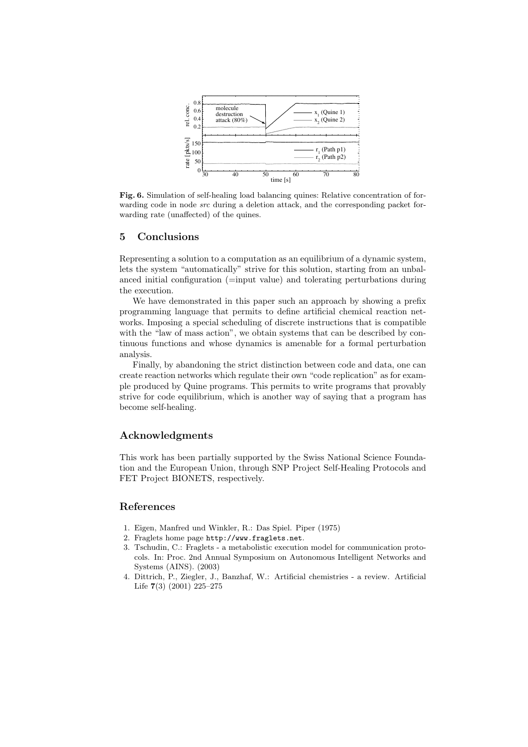**Fig. 6.** Simulation of self-healing load balancing quines: Relative concentration of forwarding code in node *src* during a deletion attack, and the corresponding packet forwarding rate (unaffected) of the quines.

## 5 Conclusions

Representing a solution to a computation as an equilibrium of a dynamic system, lets the system "automatically" strive for this solution, starting from an unbalanced initial configuration (=input value) and tolerating perturbations during the execution.

We have demonstrated in this paper such an approach by showing a prefix programming language that permits to define artificial chemical reaction networks. Imposing a special scheduling of discrete instructions that is compatible with the "law of mass action", we obtain systems that can be described by continuous functions and whose dynamics is amenable for a formal perturbation analysis.

Finally, by abandoning the strict distinction between code and data, one can create reaction networks which regulate their own "code replication" as for example produced by Quine programs. This permits to write programs that provably strive for code equilibrium, which is another way of saying that a program has become self-healing.

## Acknowledgments

This work has been partially supported by the Swiss National Science Foundation and the European Union, through SNP Project Self-Healing Protocols and FET Project BIONETS, respectively.

## References

1. Eigen, Manfred und Winkler, R.: Das Spiel. Piper (1975)
2. Fraglets home page http://www.fraglets.net.
3. Tschudin, C.: Fraglets - a metabolistic execution model for communication protocols. In: Proc. 2nd Annual Symposium on Autonomous Intelligent Networks and Systems (AINS). (2003)
4. Dittrich, P., Ziegler, J., Banzhaf, W.: Artificial chemistries - a review. Artificial Life **7**(3) (2001) 225–275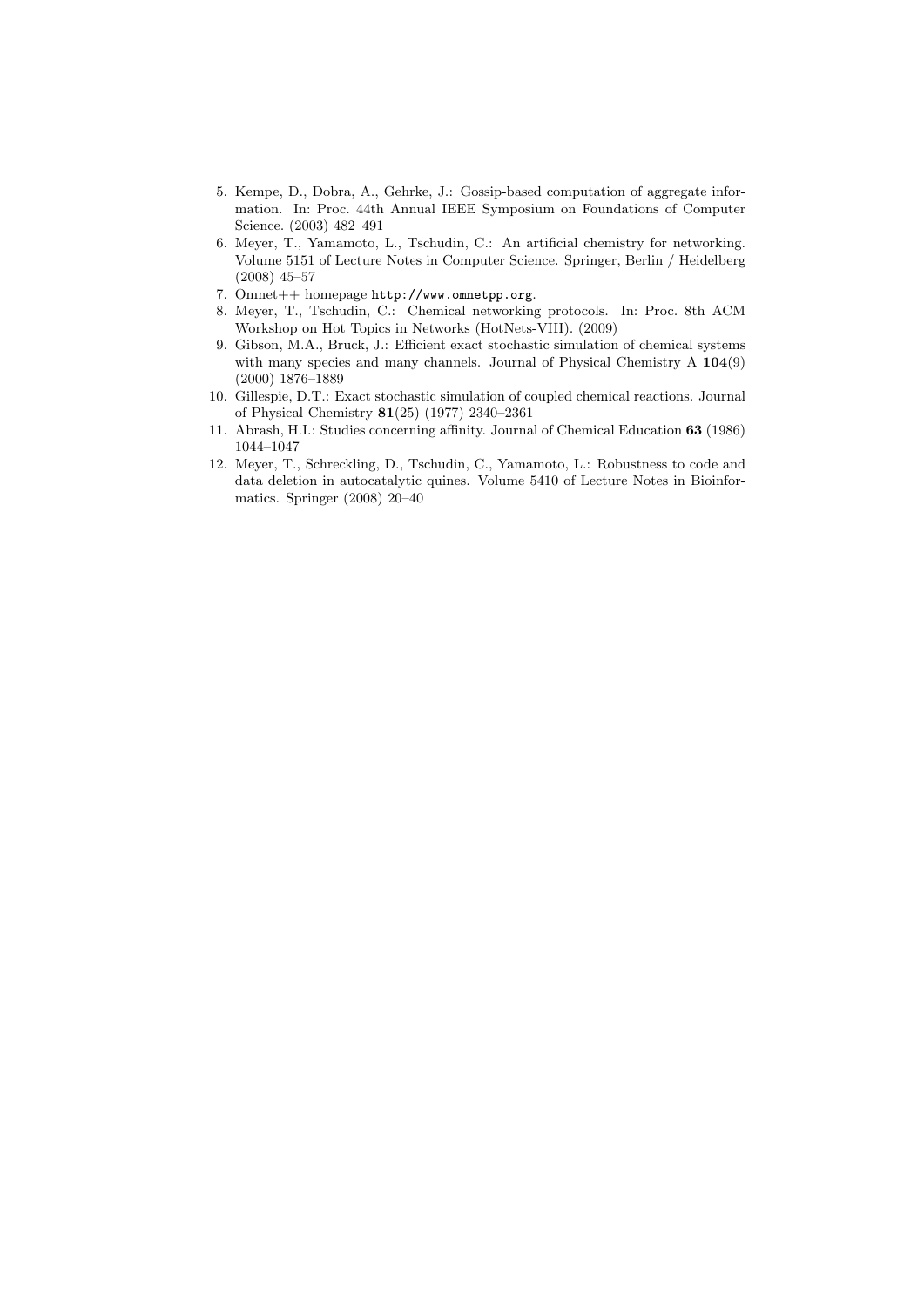5. Kempe, D., Dobra, A., Gehrke, J.: Gossip-based computation of aggregate information. In: Proc. 44th Annual IEEE Symposium on Foundations of Computer Science. (2003) 482–491
6. Meyer, T., Yamamoto, L., Tschudin, C.: An artificial chemistry for networking. Volume 5151 of Lecture Notes in Computer Science. Springer, Berlin / Heidelberg (2008) 45–57
7. Omnet++ homepage `http://www.omnetpp.org`.
8. Meyer, T., Tschudin, C.: Chemical networking protocols. In: Proc. 8th ACM Workshop on Hot Topics in Networks (HotNets-VIII). (2009)
9. Gibson, M.A., Bruck, J.: Efficient exact stochastic simulation of chemical systems with many species and many channels. Journal of Physical Chemistry A **104**(9) (2000) 1876–1889
10. Gillespie, D.T.: Exact stochastic simulation of coupled chemical reactions. Journal of Physical Chemistry **81**(25) (1977) 2340–2361
11. Abrash, H.I.: Studies concerning affinity. Journal of Chemical Education **63** (1986) 1044–1047
12. Meyer, T., Schreckling, D., Tschudin, C., Yamamoto, L.: Robustness to code and data deletion in autocatalytic quines. Volume 5410 of Lecture Notes in Bioinformatics. Springer (2008) 20–40